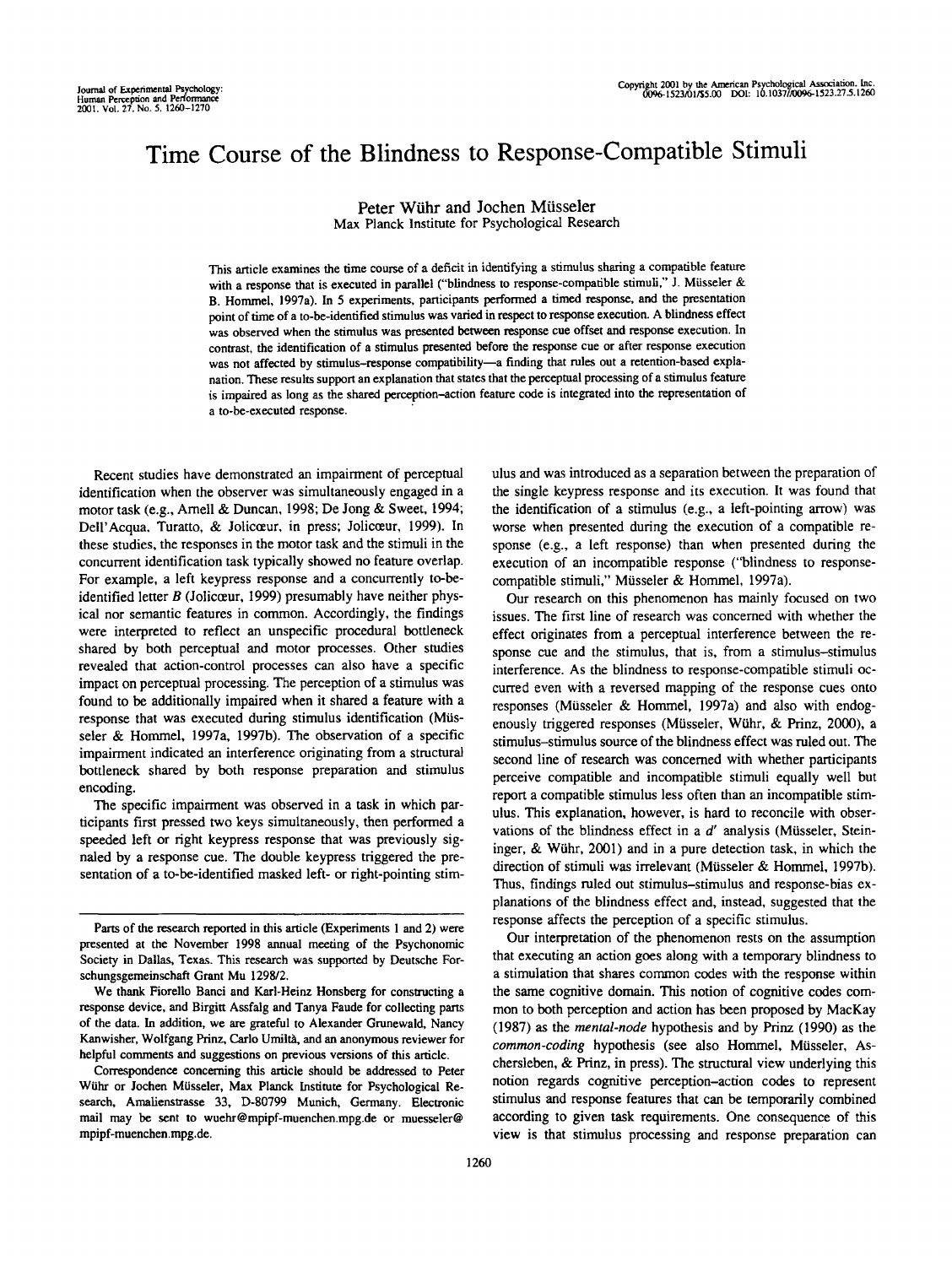# Time Course of the Blindness to Response-Compatible Stimuli

Peter Wühr and Jochen Müsseler
Max Planck Institute for Psychological Research

This article examines the time course of a deficit in identifying a stimulus sharing a compatible feature with a response that is executed in parallel ("blindness to response-compatible stimuli," J. Müsseler & B. Hommel, 1997a). In 5 experiments, participants performed a timed response, and the presentation point of time of a to-be-identified stimulus was varied in respect to response execution. A blindness effect was observed when the stimulus was presented between response cue offset and response execution. In contrast, the identification of a stimulus presented before the response cue or after response execution was not affected by stimulus–response compatibility—a finding that rules out a retention-based explanation. These results support an explanation that states that the perceptual processing of a stimulus feature is impaired as long as the shared perception–action feature code is integrated into the representation of a to-be-executed response.

Recent studies have demonstrated an impairment of perceptual identification when the observer was simultaneously engaged in a motor task (e.g., Arnell & Duncan, 1998; De Jong & Sweet, 1994; Dell'Acqua, Turatto, & Jolicœur, in press; Jolicœur, 1999). In these studies, the responses in the motor task and the stimuli in the concurrent identification task typically showed no feature overlap. For example, a left keypress response and a concurrently to-be-identified letter *B* (Jolicœur, 1999) presumably have neither physical nor semantic features in common. Accordingly, the findings were interpreted to reflect an unspecific procedural bottleneck shared by both perceptual and motor processes. Other studies revealed that action-control processes can also have a specific impact on perceptual processing. The perception of a stimulus was found to be additionally impaired when it shared a feature with a response that was executed during stimulus identification (Müsseler & Hommel, 1997a, 1997b). The observation of a specific impairment indicated an interference originating from a structural bottleneck shared by both response preparation and stimulus encoding.

The specific impairment was observed in a task in which participants first pressed two keys simultaneously, then performed a speeded left or right keypress response that was previously signaled by a response cue. The double keypress triggered the presentation of a to-be-identified masked left- or right-pointing stimulus and was introduced as a separation between the preparation of the single keypress response and its execution. It was found that the identification of a stimulus (e.g., a left-pointing arrow) was worse when presented during the execution of a compatible response (e.g., a left response) than when presented during the execution of an incompatible response ("blindness to response-compatible stimuli," Müsseler & Hommel, 1997a).

Our research on this phenomenon has mainly focused on two issues. The first line of research was concerned with whether the effect originates from a perceptual interference between the response cue and the stimulus, that is, from a stimulus–stimulus interference. As the blindness to response-compatible stimuli occurred even with a reversed mapping of the response cues onto responses (Müsseler & Hommel, 1997a) and also with endogenously triggered responses (Müsseler, Wühr, & Prinz, 2000), a stimulus–stimulus source of the blindness effect was ruled out. The second line of research was concerned with whether participants perceive compatible and incompatible stimuli equally well but report a compatible stimulus less often than an incompatible stimulus. This explanation, however, is hard to reconcile with observations of the blindness effect in a *d′* analysis (Müsseler, Steininger, & Wühr, 2001) and in a pure detection task, in which the direction of stimuli was irrelevant (Müsseler & Hommel, 1997b). Thus, findings ruled out stimulus–stimulus and response-bias explanations of the blindness effect and, instead, suggested that the response affects the perception of a specific stimulus.

Our interpretation of the phenomenon rests on the assumption that executing an action goes along with a temporary blindness to a stimulation that shares common codes with the response within the same cognitive domain. This notion of cognitive codes common to both perception and action has been proposed by MacKay (1987) as the *mental-node* hypothesis and by Prinz (1990) as the *common-coding* hypothesis (see also Hommel, Müsseler, Aschersleben, & Prinz, in press). The structural view underlying this notion regards cognitive perception–action codes to represent stimulus and response features that can be temporarily combined according to given task requirements. One consequence of this view is that stimulus processing and response preparation can

---

Parts of the research reported in this article (Experiments 1 and 2) were presented at the November 1998 annual meeting of the Psychonomic Society in Dallas, Texas. This research was supported by Deutsche Forschungsgemeinschaft Grant Mu 1298/2.

We thank Fiorello Banci and Karl-Heinz Honsberg for constructing a response device, and Birgitt Assfalg and Tanya Faude for collecting parts of the data. In addition, we are grateful to Alexander Grunewald, Nancy Kanwisher, Wolfgang Prinz, Carlo Umiltà, and an anonymous reviewer for helpful comments and suggestions on previous versions of this article.

Correspondence concerning this article should be addressed to Peter Wühr or Jochen Müsseler, Max Planck Institute for Psychological Research, Amalienstrasse 33, D-80799 Munich, Germany. Electronic mail may be sent to wuehr@mpipf-muenchen.mpg.de or muesseler@mpipf-muenchen.mpg.de.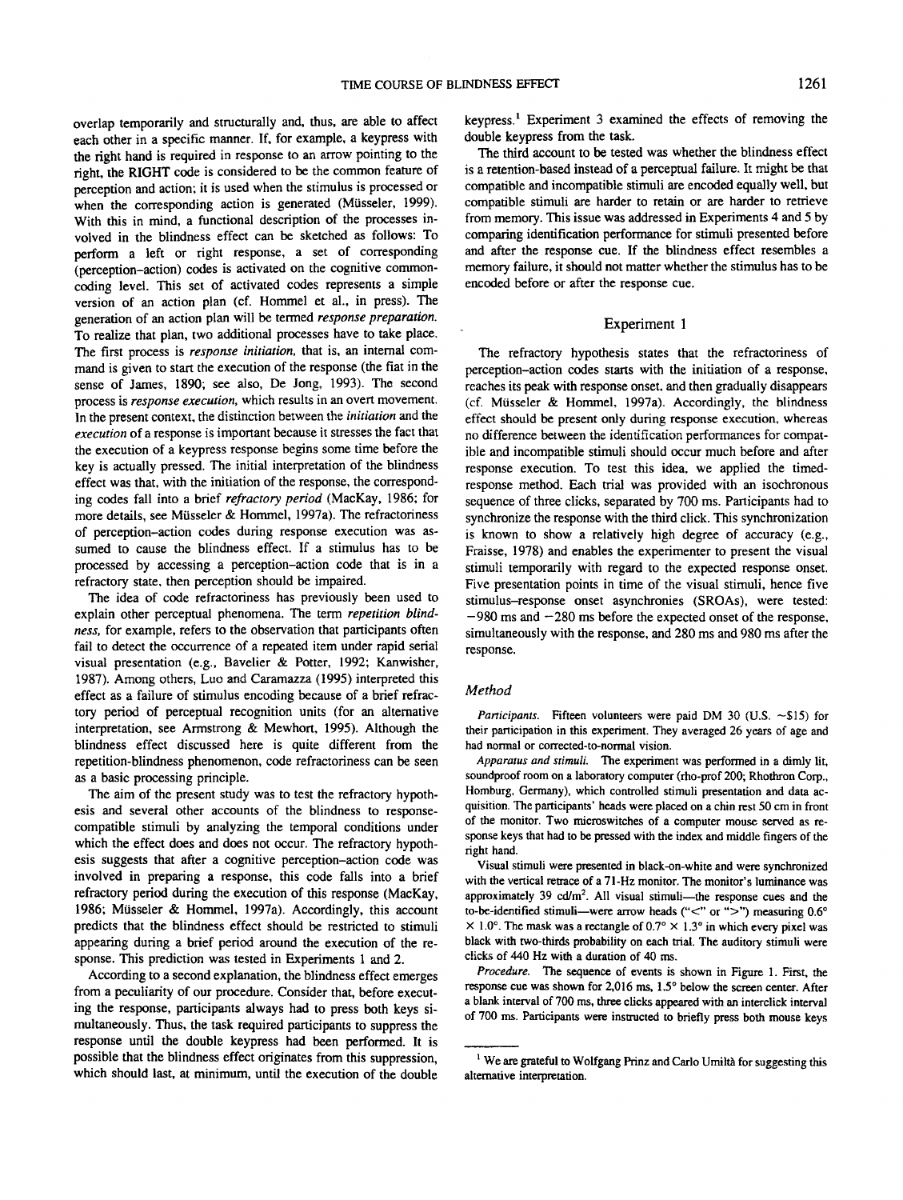overlap temporarily and structurally and, thus, are able to affect each other in a specific manner. If, for example, a keypress with the right hand is required in response to an arrow pointing to the right, the RIGHT code is considered to be the common feature of perception and action; it is used when the stimulus is processed or when the corresponding action is generated (Müsseler, 1999). With this in mind, a functional description of the processes involved in the blindness effect can be sketched as follows: To perform a left or right response, a set of corresponding (perception–action) codes is activated on the cognitive common-coding level. This set of activated codes represents a simple version of an action plan (cf. Hommel et al., in press). The generation of an action plan will be termed *response preparation.* To realize that plan, two additional processes have to take place. The first process is *response initiation,* that is, an internal command is given to start the execution of the response (the fiat in the sense of James, 1890; see also, De Jong, 1993). The second process is *response execution,* which results in an overt movement. In the present context, the distinction between the *initiation* and the *execution* of a response is important because it stresses the fact that the execution of a keypress response begins some time before the key is actually pressed. The initial interpretation of the blindness effect was that, with the initiation of the response, the corresponding codes fall into a brief *refractory period* (MacKay, 1986; for more details, see Müsseler & Hommel, 1997a). The refractoriness of perception–action codes during response execution was assumed to cause the blindness effect. If a stimulus has to be processed by accessing a perception–action code that is in a refractory state, then perception should be impaired.

The idea of code refractoriness has previously been used to explain other perceptual phenomena. The term *repetition blindness,* for example, refers to the observation that participants often fail to detect the occurrence of a repeated item under rapid serial visual presentation (e.g., Bavelier & Potter, 1992; Kanwisher, 1987). Among others, Luo and Caramazza (1995) interpreted this effect as a failure of stimulus encoding because of a brief refractory period of perceptual recognition units (for an alternative interpretation, see Armstrong & Mewhort, 1995). Although the blindness effect discussed here is quite different from the repetition-blindness phenomenon, code refractoriness can be seen as a basic processing principle.

The aim of the present study was to test the refractory hypothesis and several other accounts of the blindness to response-compatible stimuli by analyzing the temporal conditions under which the effect does and does not occur. The refractory hypothesis suggests that after a cognitive perception–action code was involved in preparing a response, this code falls into a brief refractory period during the execution of this response (MacKay, 1986; Müsseler & Hommel, 1997a). Accordingly, this account predicts that the blindness effect should be restricted to stimuli appearing during a brief period around the execution of the response. This prediction was tested in Experiments 1 and 2.

According to a second explanation, the blindness effect emerges from a peculiarity of our procedure. Consider that, before executing the response, participants always had to press both keys simultaneously. Thus, the task required participants to suppress the response until the double keypress had been performed. It is possible that the blindness effect originates from this suppression, which should last, at minimum, until the execution of the double keypress.[1] Experiment 3 examined the effects of removing the double keypress from the task.

The third account to be tested was whether the blindness effect is a retention-based instead of a perceptual failure. It might be that compatible and incompatible stimuli are encoded equally well, but compatible stimuli are harder to retain or are harder to retrieve from memory. This issue was addressed in Experiments 4 and 5 by comparing identification performance for stimuli presented before and after the response cue. If the blindness effect resembles a memory failure, it should not matter whether the stimulus has to be encoded before or after the response cue.

## Experiment 1

The refractory hypothesis states that the refractoriness of perception–action codes starts with the initiation of a response, reaches its peak with response onset, and then gradually disappears (cf. Müsseler & Hommel, 1997a). Accordingly, the blindness effect should be present only during response execution, whereas no difference between the identification performances for compatible and incompatible stimuli should occur much before and after response execution. To test this idea, we applied the timed-response method. Each trial was provided with an isochronous sequence of three clicks, separated by 700 ms. Participants had to synchronize the response with the third click. This synchronization is known to show a relatively high degree of accuracy (e.g., Fraisse, 1978) and enables the experimenter to present the visual stimuli temporarily with regard to the expected response onset. Five presentation points in time of the visual stimuli, hence five stimulus–response onset asynchronies (SROAs), were tested: −980 ms and −280 ms before the expected onset of the response, simultaneously with the response, and 280 ms and 980 ms after the response.

### Method

*Participants.* Fifteen volunteers were paid DM 30 (U.S. ~$15) for their participation in this experiment. They averaged 26 years of age and had normal or corrected-to-normal vision.

*Apparatus and stimuli.* The experiment was performed in a dimly lit, soundproof room on a laboratory computer (rho-prof 200; Rhothron Corp., Homburg, Germany), which controlled stimuli presentation and data acquisition. The participants' heads were placed on a chin rest 50 cm in front of the monitor. Two microswitches of a computer mouse served as response keys that had to be pressed with the index and middle fingers of the right hand.

Visual stimuli were presented in black-on-white and were synchronized with the vertical retrace of a 71-Hz monitor. The monitor's luminance was approximately 39 cd/m². All visual stimuli—the response cues and the to-be-identified stimuli—were arrow heads ("<" or ">") measuring 0.6° × 1.0°. The mask was a rectangle of 0.7° × 1.3° in which every pixel was black with two-thirds probability on each trial. The auditory stimuli were clicks of 440 Hz with a duration of 40 ms.

*Procedure.* The sequence of events is shown in Figure 1. First, the response cue was shown for 2,016 ms, 1.5° below the screen center. After a blank interval of 700 ms, three clicks appeared with an interclick interval of 700 ms. Participants were instructed to briefly press both mouse keys

[1] We are grateful to Wolfgang Prinz and Carlo Umiltà for suggesting this alternative interpretation.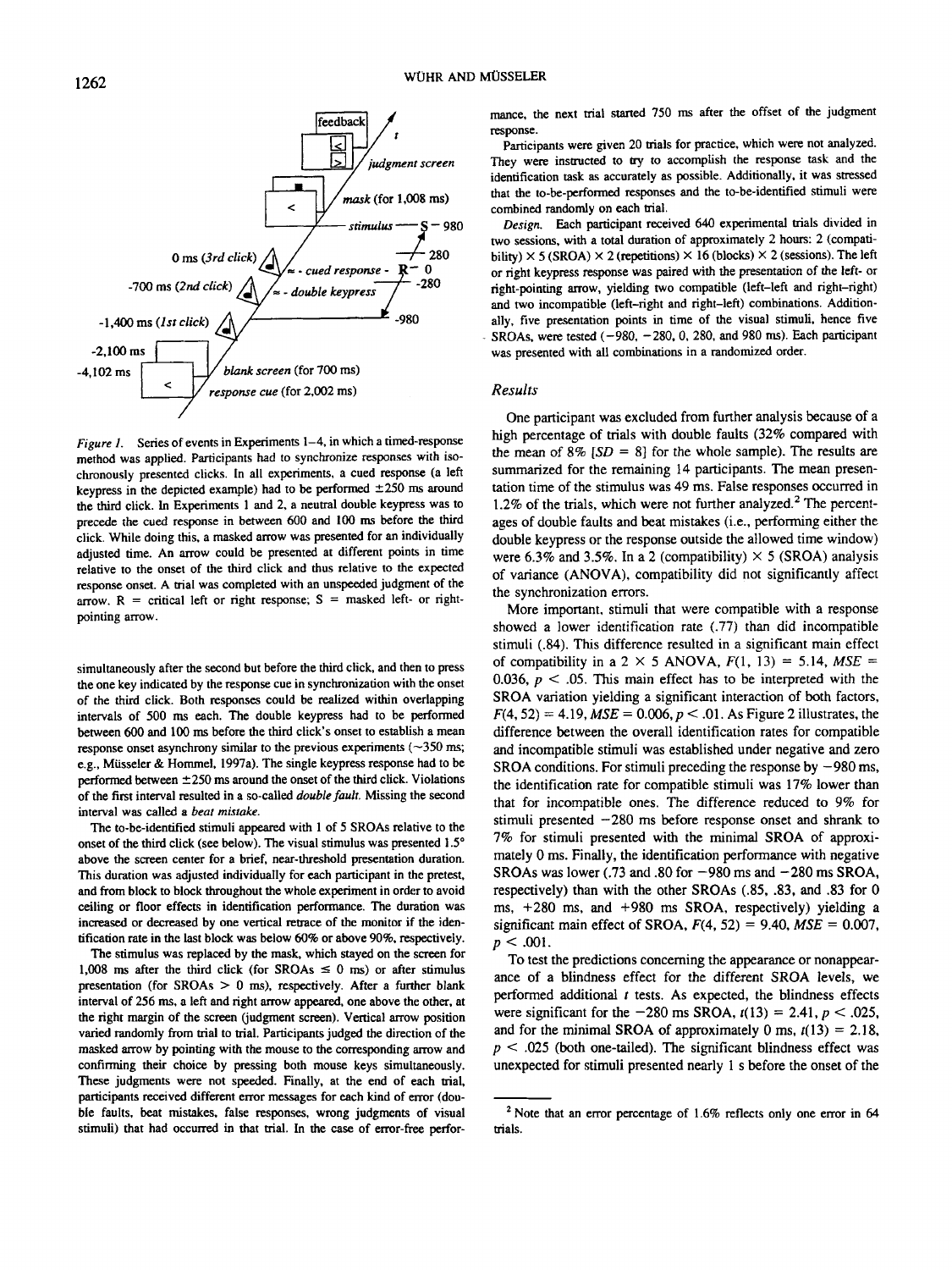*Figure 1.* Series of events in Experiments 1–4, in which a timed-response method was applied. Participants had to synchronize responses with isochronously presented clicks. In all experiments, a cued response (a left keypress in the depicted example) had to be performed ±250 ms around the third click. In Experiments 1 and 2, a neutral double keypress was to precede the cued response in between 600 and 100 ms before the third click. While doing this, a masked arrow was presented for an individually adjusted time. An arrow could be presented at different points in time relative to the onset of the third click and thus relative to the expected response onset. A trial was completed with an unspeeded judgment of the arrow. R = critical left or right response; S = masked left- or right-pointing arrow.

simultaneously after the second but before the third click, and then to press the one key indicated by the response cue in synchronization with the onset of the third click. Both responses could be realized within overlapping intervals of 500 ms each. The double keypress had to be performed between 600 and 100 ms before the third click's onset to establish a mean response onset asynchrony similar to the previous experiments (~350 ms; e.g., Müsseler & Hommel, 1997a). The single keypress response had to be performed between ±250 ms around the onset of the third click. Violations of the first interval resulted in a so-called *double fault*. Missing the second interval was called a *beat mistake*.

The to-be-identified stimuli appeared with 1 of 5 SROAs relative to the onset of the third click (see below). The visual stimulus was presented 1.5° above the screen center for a brief, near-threshold presentation duration. This duration was adjusted individually for each participant in the pretest, and from block to block throughout the whole experiment in order to avoid ceiling or floor effects in identification performance. The duration was increased or decreased by one vertical retrace of the monitor if the identification rate in the last block was below 60% or above 90%, respectively.

The stimulus was replaced by the mask, which stayed on the screen for 1,008 ms after the third click (for SROAs ≤ 0 ms) or after stimulus presentation (for SROAs > 0 ms), respectively. After a further blank interval of 256 ms, a left and right arrow appeared, one above the other, at the right margin of the screen (judgment screen). Vertical arrow position varied randomly from trial to trial. Participants judged the direction of the masked arrow by pointing with the mouse to the corresponding arrow and confirming their choice by pressing both mouse keys simultaneously. These judgments were not speeded. Finally, at the end of each trial, participants received different error messages for each kind of error (double faults, beat mistakes, false responses, wrong judgments of visual stimuli) that had occurred in that trial. In the case of error-free performance, the next trial started 750 ms after the offset of the judgment response.

Participants were given 20 trials for practice, which were not analyzed. They were instructed to try to accomplish the response task and the identification task as accurately as possible. Additionally, it was stressed that the to-be-performed responses and the to-be-identified stimuli were combined randomly on each trial.

*Design.* Each participant received 640 experimental trials divided in two sessions, with a total duration of approximately 2 hours: 2 (compatibility) × 5 (SROA) × 2 (repetitions) × 16 (blocks) × 2 (sessions). The left or right keypress response was paired with the presentation of the left- or right-pointing arrow, yielding two compatible (left–left and right–right) and two incompatible (left–right and right–left) combinations. Additionally, five presentation points in time of the visual stimuli, hence five SROAs, were tested (−980, −280, 0, 280, and 980 ms). Each participant was presented with all combinations in a randomized order.

## Results

One participant was excluded from further analysis because of a high percentage of trials with double faults (32% compared with the mean of 8% [$SD$ = 8] for the whole sample). The results are summarized for the remaining 14 participants. The mean presentation time of the stimulus was 49 ms. False responses occurred in 1.2% of the trials, which were not further analyzed.[2] The percentages of double faults and beat mistakes (i.e., performing either the double keypress or the response outside the allowed time window) were 6.3% and 3.5%. In a 2 (compatibility) × 5 (SROA) analysis of variance (ANOVA), compatibility did not significantly affect the synchronization errors.

More important, stimuli that were compatible with a response showed a lower identification rate (.77) than did incompatible stimuli (.84). This difference resulted in a significant main effect of compatibility in a 2 × 5 ANOVA, $F(1, 13) = 5.14$, $MSE = 0.036$, $p < .05$. This main effect has to be interpreted with the SROA variation yielding a significant interaction of both factors, $F(4, 52) = 4.19$, $MSE = 0.006$, $p < .01$. As Figure 2 illustrates, the difference between the overall identification rates for compatible and incompatible stimuli was established under negative and zero SROA conditions. For stimuli preceding the response by −980 ms, the identification rate for compatible stimuli was 17% lower than that for incompatible ones. The difference reduced to 9% for stimuli presented −280 ms before response onset and shrank to 7% for stimuli presented with the minimal SROA of approximately 0 ms. Finally, the identification performance with negative SROAs was lower (.73 and .80 for −980 ms and −280 ms SROA, respectively) than with the other SROAs (.85, .83, and .83 for 0 ms, +280 ms, and +980 ms SROA, respectively) yielding a significant main effect of SROA, $F(4, 52) = 9.40$, $MSE = 0.007$, $p < .001$.

To test the predictions concerning the appearance or nonappearance of a blindness effect for the different SROA levels, we performed additional $t$ tests. As expected, the blindness effects were significant for the −280 ms SROA, $t(13) = 2.41$, $p < .025$, and for the minimal SROA of approximately 0 ms, $t(13) = 2.18$, $p < .025$ (both one-tailed). The significant blindness effect was unexpected for stimuli presented nearly 1 s before the onset of the

[2] Note that an error percentage of 1.6% reflects only one error in 64 trials.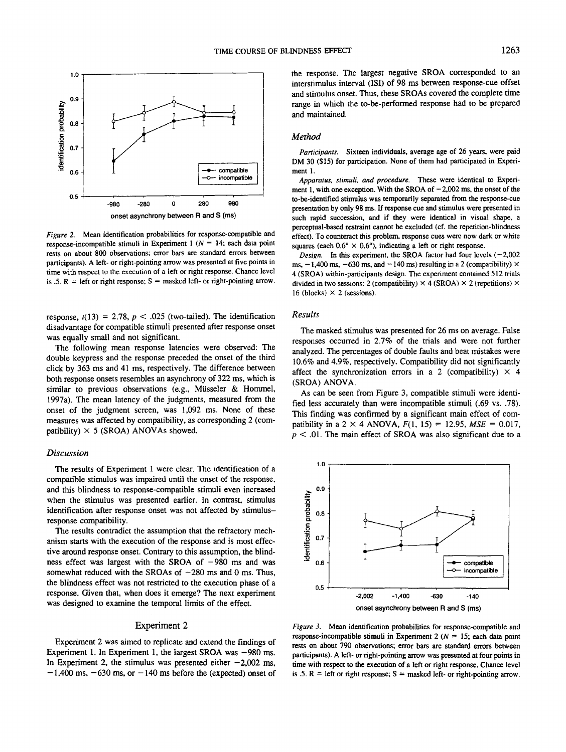*Figure 2.* Mean identification probabilities for response-compatible and response-incompatible stimuli in Experiment 1 ($N = 14$; each data point rests on about 800 observations; error bars are standard errors between participants). A left- or right-pointing arrow was presented at five points in time with respect to the execution of a left or right response. Chance level is .5. R = left or right response; S = masked left- or right-pointing arrow.

response, $t(13) = 2.78$, $p < .025$ (two-tailed). The identification disadvantage for compatible stimuli presented after response onset was equally small and not significant.

The following mean response latencies were observed: The double keypress and the response preceded the onset of the third click by 363 ms and 41 ms, respectively. The difference between both response onsets resembles an asynchrony of 322 ms, which is similar to previous observations (e.g., Müsseler & Hommel, 1997a). The mean latency of the judgments, measured from the onset of the judgment screen, was 1,092 ms. None of these measures was affected by compatibility, as corresponding 2 (compatibility) × 5 (SROA) ANOVAs showed.

### Discussion

The results of Experiment 1 were clear. The identification of a compatible stimulus was impaired until the onset of the response, and this blindness to response-compatible stimuli even increased when the stimulus was presented earlier. In contrast, stimulus identification after response onset was not affected by stimulus–response compatibility.

The results contradict the assumption that the refractory mechanism starts with the execution of the response and is most effective around response onset. Contrary to this assumption, the blindness effect was largest with the SROA of −980 ms and was somewhat reduced with the SROAs of −280 ms and 0 ms. Thus, the blindness effect was not restricted to the execution phase of a response. Given that, when does it emerge? The next experiment was designed to examine the temporal limits of the effect.

## Experiment 2

Experiment 2 was aimed to replicate and extend the findings of Experiment 1. In Experiment 1, the largest SROA was −980 ms. In Experiment 2, the stimulus was presented either −2,002 ms, −1,400 ms, −630 ms, or −140 ms before the (expected) onset of the response. The largest negative SROA corresponded to an interstimulus interval (ISI) of 98 ms between response-cue offset and stimulus onset. Thus, these SROAs covered the complete time range in which the to-be-performed response had to be prepared and maintained.

### Method

*Participants.* Sixteen individuals, average age of 26 years, were paid DM 30 ($15) for participation. None of them had participated in Experiment 1.

*Apparatus, stimuli, and procedure.* These were identical to Experiment 1, with one exception. With the SROA of −2,002 ms, the onset of the to-be-identified stimulus was temporarily separated from the response-cue presentation by only 98 ms. If response cue and stimulus were presented in such rapid succession, and if they were identical in visual shape, a perceptual-based restraint cannot be excluded (cf. the repetition-blindness effect). To counteract this problem, response cues were now dark or white squares (each 0.6° × 0.6°), indicating a left or right response.

*Design.* In this experiment, the SROA factor had four levels (−2,002 ms, −1,400 ms, −630 ms, and −140 ms) resulting in a 2 (compatibility) × 4 (SROA) within-participants design. The experiment contained 512 trials divided in two sessions: 2 (compatibility) × 4 (SROA) × 2 (repetitions) × 16 (blocks) × 2 (sessions).

### Results

The masked stimulus was presented for 26 ms on average. False responses occurred in 2.7% of the trials and were not further analyzed. The percentages of double faults and beat mistakes were 10.6% and 4.9%, respectively. Compatibility did not significantly affect the synchronization errors in a 2 (compatibility) × 4 (SROA) ANOVA.

As can be seen from Figure 3, compatible stimuli were identified less accurately than were incompatible stimuli (.69 vs. .78). This finding was confirmed by a significant main effect of compatibility in a 2 × 4 ANOVA, $F(1, 15) = 12.95$, $MSE = 0.017$, $p < .01$. The main effect of SROA was also significant due to a

*Figure 3.* Mean identification probabilities for response-compatible and response-incompatible stimuli in Experiment 2 ($N = 15$; each data point rests on about 790 observations; error bars are standard errors between participants). A left- or right-pointing arrow was presented at four points in time with respect to the execution of a left or right response. Chance level is .5. R = left or right response; S = masked left- or right-pointing arrow.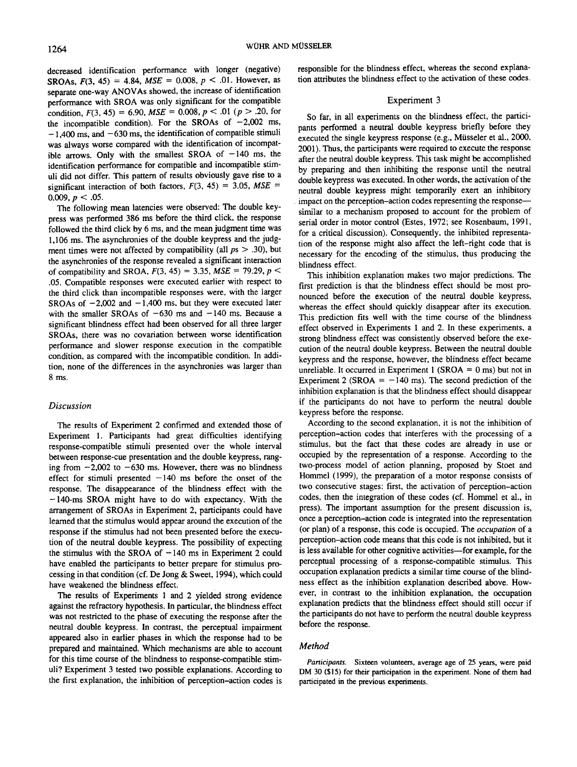decreased identification performance with longer (negative) SROAs, $F(3, 45) = 4.84$, $MSE = 0.008$, $p < .01$. However, as separate one-way ANOVAs showed, the increase of identification performance with SROA was only significant for the compatible condition, $F(3, 45) = 6.90$, $MSE = 0.008$, $p < .01$ ($p > .20$, for the incompatible condition). For the SROAs of −2,002 ms, −1,400 ms, and −630 ms, the identification of compatible stimuli was always worse compared with the identification of incompatible arrows. Only with the smallest SROA of −140 ms, the identification performance for compatible and incompatible stimuli did not differ. This pattern of results obviously gave rise to a significant interaction of both factors, $F(3, 45) = 3.05$, $MSE = 0.009$, $p < .05$.

The following mean latencies were observed: The double keypress was performed 386 ms before the third click, the response followed the third click by 6 ms, and the mean judgment time was 1,106 ms. The asynchronies of the double keypress and the judgment times were not affected by compatibility (all $ps > .30$), but the asynchronies of the response revealed a significant interaction of compatibility and SROA, $F(3, 45) = 3.35$, $MSE = 79.29$, $p < .05$. Compatible responses were executed earlier with respect to the third click than incompatible responses were, with the larger SROAs of −2,002 and −1,400 ms, but they were executed later with the smaller SROAs of −630 ms and −140 ms. Because a significant blindness effect had been observed for all three larger SROAs, there was no covariation between worse identification performance and slower response execution in the compatible condition, as compared with the incompatible condition. In addition, none of the differences in the asynchronies was larger than 8 ms.

### Discussion

The results of Experiment 2 confirmed and extended those of Experiment 1. Participants had great difficulties identifying response-compatible stimuli presented over the whole interval between response-cue presentation and the double keypress, ranging from −2,002 to −630 ms. However, there was no blindness effect for stimuli presented −140 ms before the onset of the response. The disappearance of the blindness effect with the −140-ms SROA might have to do with expectancy. With the arrangement of SROAs in Experiment 2, participants could have learned that the stimulus would appear around the execution of the response if the stimulus had not been presented before the execution of the neutral double keypress. The possibility of expecting the stimulus with the SROA of −140 ms in Experiment 2 could have enabled the participants to better prepare for stimulus processing in that condition (cf. De Jong & Sweet, 1994), which could have weakened the blindness effect.

The results of Experiments 1 and 2 yielded strong evidence against the refractory hypothesis. In particular, the blindness effect was not restricted to the phase of executing the response after the neutral double keypress. In contrast, the perceptual impairment appeared also in earlier phases in which the response had to be prepared and maintained. Which mechanisms are able to account for this time course of the blindness to response-compatible stimuli? Experiment 3 tested two possible explanations. According to the first explanation, the inhibition of perception–action codes is responsible for the blindness effect, whereas the second explanation attributes the blindness effect to the activation of these codes.

## Experiment 3

So far, in all experiments on the blindness effect, the participants performed a neutral double keypress briefly before they executed the single keypress response (e.g., Müsseler et al., 2000, 2001). Thus, the participants were required to execute the response after the neutral double keypress. This task might be accomplished by preparing and then inhibiting the response until the neutral double keypress was executed. In other words, the activation of the neutral double keypress might temporarily exert an inhibitory impact on the perception–action codes representing the response—similar to a mechanism proposed to account for the problem of serial order in motor control (Estes, 1972; see Rosenbaum, 1991, for a critical discussion). Consequently, the inhibited representation of the response might also affect the left–right code that is necessary for the encoding of the stimulus, thus producing the blindness effect.

This inhibition explanation makes two major predictions. The first prediction is that the blindness effect should be most pronounced before the execution of the neutral double keypress, whereas the effect should quickly disappear after its execution. This prediction fits well with the time course of the blindness effect observed in Experiments 1 and 2. In these experiments, a strong blindness effect was consistently observed before the execution of the neutral double keypress. Between the neutral double keypress and the response, however, the blindness effect became unreliable. It occurred in Experiment 1 (SROA = 0 ms) but not in Experiment 2 (SROA = −140 ms). The second prediction of the inhibition explanation is that the blindness effect should disappear if the participants do not have to perform the neutral double keypress before the response.

According to the second explanation, it is not the inhibition of perception–action codes that interferes with the processing of a stimulus, but the fact that these codes are already in use or occupied by the representation of a response. According to the two-process model of action planning, proposed by Stoet and Hommel (1999), the preparation of a motor response consists of two consecutive stages: first, the activation of perception–action codes, then the integration of these codes (cf. Hommel et al., in press). The important assumption for the present discussion is, once a perception–action code is integrated into the representation (or plan) of a response, this code is occupied. The *occupation* of a perception–action code means that this code is not inhibited, but it is less available for other cognitive activities—for example, for the perceptual processing of a response-compatible stimulus. This occupation explanation predicts a similar time course of the blindness effect as the inhibition explanation described above. However, in contrast to the inhibition explanation, the occupation explanation predicts that the blindness effect should still occur if the participants do not have to perform the neutral double keypress before the response.

### Method

*Participants.* Sixteen volunteers, average age of 25 years, were paid DM 30 ($15) for their participation in the experiment. None of them had participated in the previous experiments.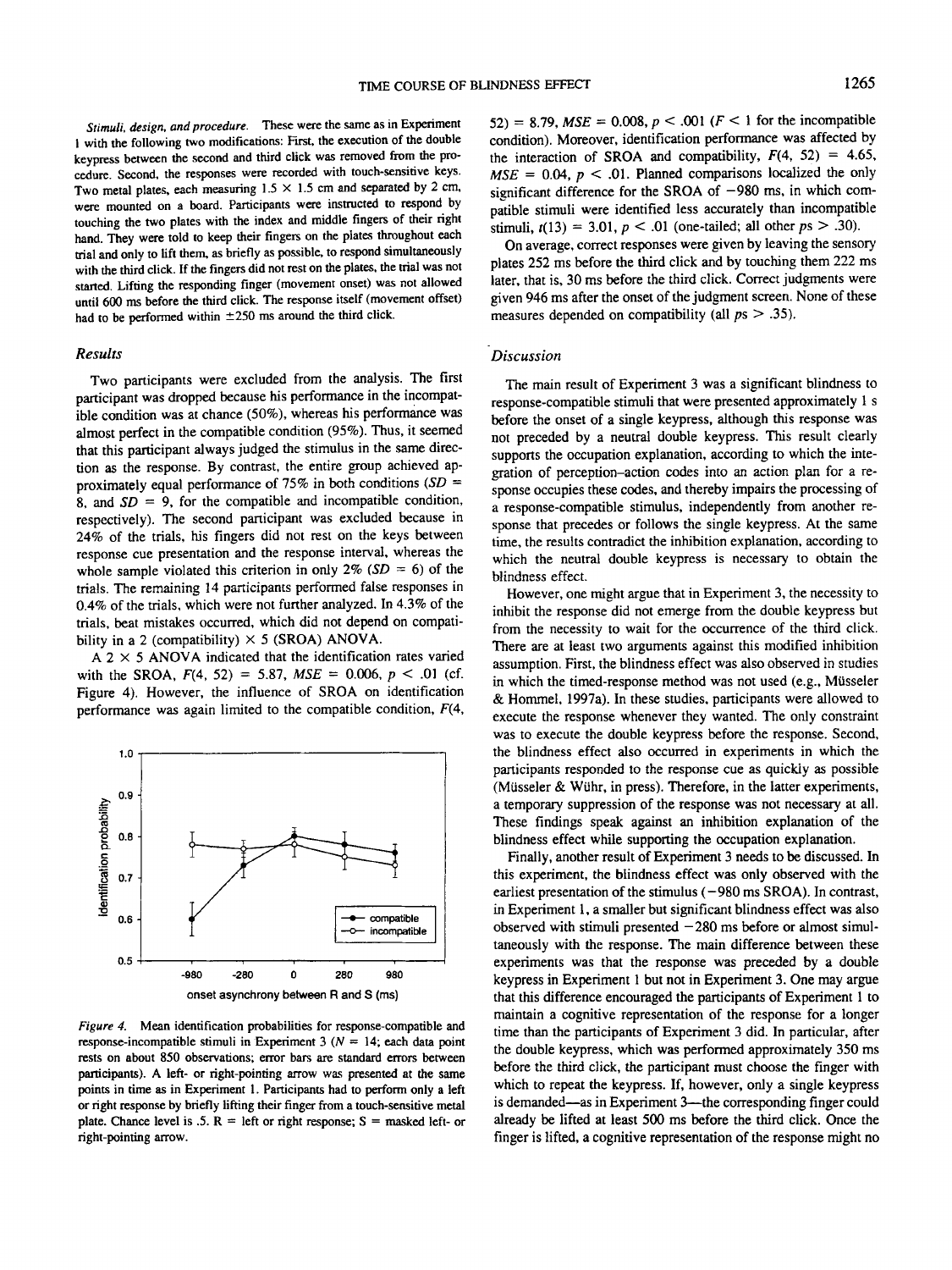*Stimuli, design, and procedure.* These were the same as in Experiment 1 with the following two modifications: First, the execution of the double keypress between the second and third click was removed from the procedure. Second, the responses were recorded with touch-sensitive keys. Two metal plates, each measuring 1.5 × 1.5 cm and separated by 2 cm, were mounted on a board. Participants were instructed to respond by touching the two plates with the index and middle fingers of their right hand. They were told to keep their fingers on the plates throughout each trial and only to lift them, as briefly as possible, to respond simultaneously with the third click. If the fingers did not rest on the plates, the trial was not started. Lifting the responding finger (movement onset) was not allowed until 600 ms before the third click. The response itself (movement offset) had to be performed within ±250 ms around the third click.

## Results

Two participants were excluded from the analysis. The first participant was dropped because his performance in the incompatible condition was at chance (50%), whereas his performance was almost perfect in the compatible condition (95%). Thus, it seemed that this participant always judged the stimulus in the same direction as the response. By contrast, the entire group achieved approximately equal performance of 75% in both conditions ($SD$ = 8, and $SD$ = 9, for the compatible and incompatible condition, respectively). The second participant was excluded because in 24% of the trials, his fingers did not rest on the keys between response cue presentation and the response interval, whereas the whole sample violated this criterion in only 2% ($SD$ = 6) of the trials. The remaining 14 participants performed false responses in 0.4% of the trials, which were not further analyzed. In 4.3% of the trials, beat mistakes occurred, which did not depend on compatibility in a 2 (compatibility) × 5 (SROA) ANOVA.

A 2 × 5 ANOVA indicated that the identification rates varied with the SROA, $F(4, 52) = 5.87$, $MSE = 0.006$, $p < .01$ (cf. Figure 4). However, the influence of SROA on identification performance was again limited to the compatible condition, $F(4, 52) = 8.79$, $MSE = 0.008$, $p < .001$ ($F < 1$ for the incompatible condition). Moreover, identification performance was affected by the interaction of SROA and compatibility, $F(4, 52) = 4.65$, $MSE = 0.04$, $p < .01$. Planned comparisons localized the only significant difference for the SROA of −980 ms, in which compatible stimuli were identified less accurately than incompatible stimuli, $t(13) = 3.01$, $p < .01$ (one-tailed; all other $ps > .30$).

On average, correct responses were given by leaving the sensory plates 252 ms before the third click and by touching them 222 ms later, that is, 30 ms before the third click. Correct judgments were given 946 ms after the onset of the judgment screen. None of these measures depended on compatibility (all $ps > .35$).

*Figure 4.* Mean identification probabilities for response-compatible and response-incompatible stimuli in Experiment 3 ($N$ = 14; each data point rests on about 850 observations; error bars are standard errors between participants). A left- or right-pointing arrow was presented at the same points in time as in Experiment 1. Participants had to perform only a left or right response by briefly lifting their finger from a touch-sensitive metal plate. Chance level is .5. R = left or right response; S = masked left- or right-pointing arrow.

## Discussion

The main result of Experiment 3 was a significant blindness to response-compatible stimuli that were presented approximately 1 s before the onset of a single keypress, although this response was not preceded by a neutral double keypress. This result clearly supports the occupation explanation, according to which the integration of perception–action codes into an action plan for a response occupies these codes, and thereby impairs the processing of a response-compatible stimulus, independently from another response that precedes or follows the single keypress. At the same time, the results contradict the inhibition explanation, according to which the neutral double keypress is necessary to obtain the blindness effect.

However, one might argue that in Experiment 3, the necessity to inhibit the response did not emerge from the double keypress but from the necessity to wait for the occurrence of the third click. There are at least two arguments against this modified inhibition assumption. First, the blindness effect was also observed in studies in which the timed-response method was not used (e.g., Müsseler & Hommel, 1997a). In these studies, participants were allowed to execute the response whenever they wanted. The only constraint was to execute the double keypress before the response. Second, the blindness effect also occurred in experiments in which the participants responded to the response cue as quickly as possible (Müsseler & Wühr, in press). Therefore, in the latter experiments, a temporary suppression of the response was not necessary at all. These findings speak against an inhibition explanation of the blindness effect while supporting the occupation explanation.

Finally, another result of Experiment 3 needs to be discussed. In this experiment, the blindness effect was only observed with the earliest presentation of the stimulus (−980 ms SROA). In contrast, in Experiment 1, a smaller but significant blindness effect was also observed with stimuli presented −280 ms before or almost simultaneously with the response. The main difference between these experiments was that the response was preceded by a double keypress in Experiment 1 but not in Experiment 3. One may argue that this difference encouraged the participants of Experiment 1 to maintain a cognitive representation of the response for a longer time than the participants of Experiment 3 did. In particular, after the double keypress, which was performed approximately 350 ms before the third click, the participant must choose the finger with which to repeat the keypress. If, however, only a single keypress is demanded—as in Experiment 3—the corresponding finger could already be lifted at least 500 ms before the third click. Once the finger is lifted, a cognitive representation of the response might no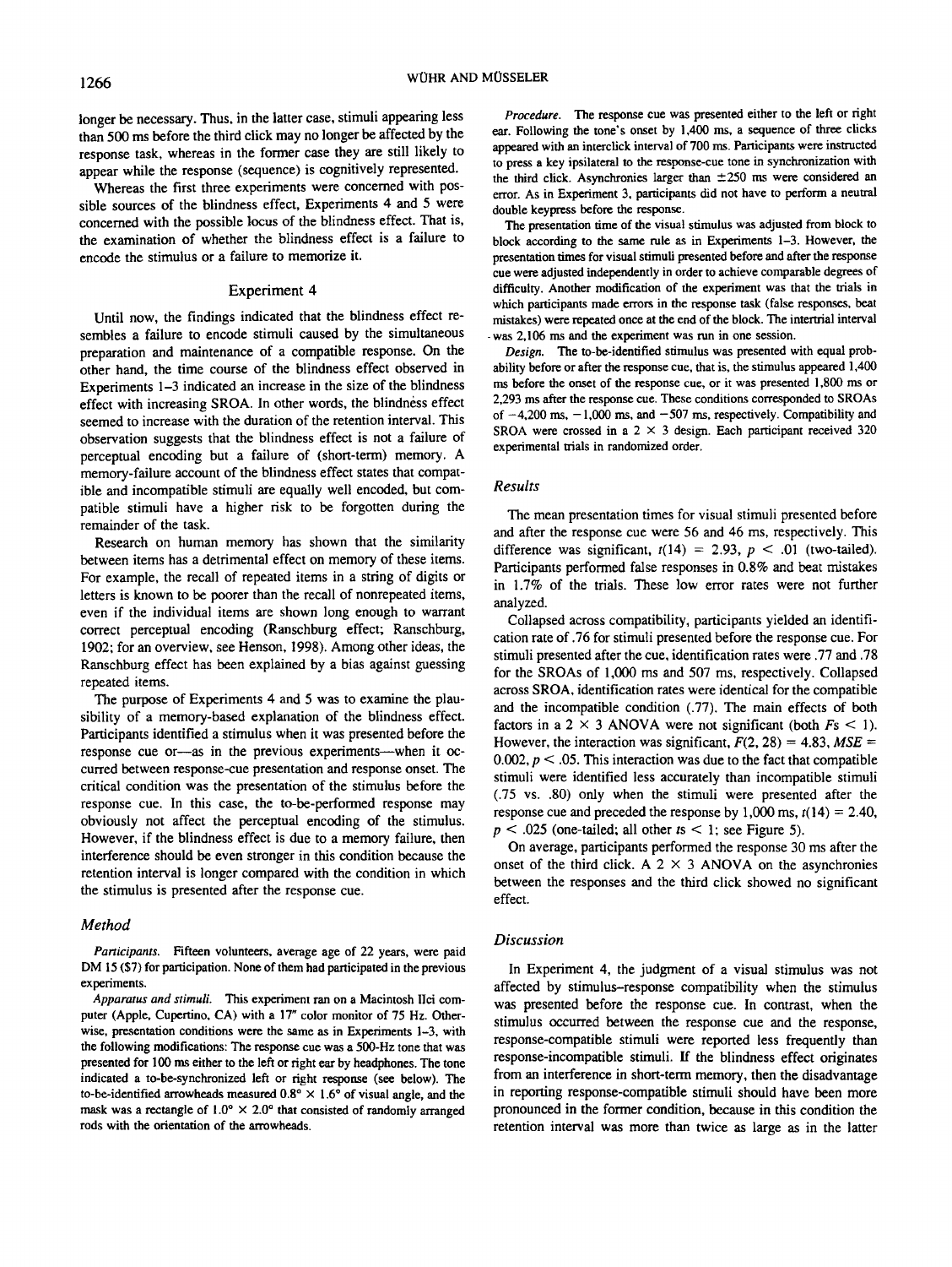longer be necessary. Thus, in the latter case, stimuli appearing less than 500 ms before the third click may no longer be affected by the response task, whereas in the former case they are still likely to appear while the response (sequence) is cognitively represented.

Whereas the first three experiments were concerned with possible sources of the blindness effect, Experiments 4 and 5 were concerned with the possible locus of the blindness effect. That is, the examination of whether the blindness effect is a failure to encode the stimulus or a failure to memorize it.

## Experiment 4

Until now, the findings indicated that the blindness effect resembles a failure to encode stimuli caused by the simultaneous preparation and maintenance of a compatible response. On the other hand, the time course of the blindness effect observed in Experiments 1–3 indicated an increase in the size of the blindness effect with increasing SROA. In other words, the blindness effect seemed to increase with the duration of the retention interval. This observation suggests that the blindness effect is not a failure of perceptual encoding but a failure of (short-term) memory. A memory-failure account of the blindness effect states that compatible and incompatible stimuli are equally well encoded, but compatible stimuli have a higher risk to be forgotten during the remainder of the task.

Research on human memory has shown that the similarity between items has a detrimental effect on memory of these items. For example, the recall of repeated items in a string of digits or letters is known to be poorer than the recall of nonrepeated items, even if the individual items are shown long enough to warrant correct perceptual encoding (Ranschburg effect; Ranschburg, 1902; for an overview, see Henson, 1998). Among other ideas, the Ranschburg effect has been explained by a bias against guessing repeated items.

The purpose of Experiments 4 and 5 was to examine the plausibility of a memory-based explanation of the blindness effect. Participants identified a stimulus when it was presented before the response cue or—as in the previous experiments—when it occurred between response-cue presentation and response onset. The critical condition was the presentation of the stimulus before the response cue. In this case, the to-be-performed response may obviously not affect the perceptual encoding of the stimulus. However, if the blindness effect is due to a memory failure, then interference should be even stronger in this condition because the retention interval is longer compared with the condition in which the stimulus is presented after the response cue.

### Method

*Participants.* Fifteen volunteers, average age of 22 years, were paid DM 15 ($7) for participation. None of them had participated in the previous experiments.

*Apparatus and stimuli.* This experiment ran on a Macintosh IIci computer (Apple, Cupertino, CA) with a 17" color monitor of 75 Hz. Otherwise, presentation conditions were the same as in Experiments 1–3, with the following modifications: The response cue was a 500-Hz tone that was presented for 100 ms either to the left or right ear by headphones. The tone indicated a to-be-synchronized left or right response (see below). The to-be-identified arrowheads measured 0.8° × 1.6° of visual angle, and the mask was a rectangle of 1.0° × 2.0° that consisted of randomly arranged rods with the orientation of the arrowheads.

*Procedure.* The response cue was presented either to the left or right ear. Following the tone's onset by 1,400 ms, a sequence of three clicks appeared with an interclick interval of 700 ms. Participants were instructed to press a key ipsilateral to the response-cue tone in synchronization with the third click. Asynchronies larger than ±250 ms were considered an error. As in Experiment 3, participants did not have to perform a neutral double keypress before the response.

The presentation time of the visual stimulus was adjusted from block to block according to the same rule as in Experiments 1–3. However, the presentation times for visual stimuli presented before and after the response cue were adjusted independently in order to achieve comparable degrees of difficulty. Another modification of the experiment was that the trials in which participants made errors in the response task (false responses, beat mistakes) were repeated once at the end of the block. The intertrial interval was 2,106 ms and the experiment was run in one session.

*Design.* The to-be-identified stimulus was presented with equal probability before or after the response cue, that is, the stimulus appeared 1,400 ms before the onset of the response cue, or it was presented 1,800 ms or 2,293 ms after the response cue. These conditions corresponded to SROAs of −4,200 ms, −1,000 ms, and −507 ms, respectively. Compatibility and SROA were crossed in a 2 × 3 design. Each participant received 320 experimental trials in randomized order.

### Results

The mean presentation times for visual stimuli presented before and after the response cue were 56 and 46 ms, respectively. This difference was significant, $t(14) = 2.93$, $p < .01$ (two-tailed). Participants performed false responses in 0.8% and beat mistakes in 1.7% of the trials. These low error rates were not further analyzed.

Collapsed across compatibility, participants yielded an identification rate of .76 for stimuli presented before the response cue. For stimuli presented after the cue, identification rates were .77 and .78 for the SROAs of 1,000 ms and 507 ms, respectively. Collapsed across SROA, identification rates were identical for the compatible and the incompatible condition (.77). The main effects of both factors in a 2 × 3 ANOVA were not significant (both $Fs < 1$). However, the interaction was significant, $F(2, 28) = 4.83$, $MSE = 0.002$, $p < .05$. This interaction was due to the fact that compatible stimuli were identified less accurately than incompatible stimuli (.75 vs. .80) only when the stimuli were presented after the response cue and preceded the response by 1,000 ms, $t(14) = 2.40$, $p < .025$ (one-tailed; all other $ts < 1$; see Figure 5).

On average, participants performed the response 30 ms after the onset of the third click. A 2 × 3 ANOVA on the asynchronies between the responses and the third click showed no significant effect.

### Discussion

In Experiment 4, the judgment of a visual stimulus was not affected by stimulus–response compatibility when the stimulus was presented before the response cue. In contrast, when the stimulus occurred between the response cue and the response, response-compatible stimuli were reported less frequently than response-incompatible stimuli. If the blindness effect originates from an interference in short-term memory, then the disadvantage in reporting response-compatible stimuli should have been more pronounced in the former condition, because in this condition the retention interval was more than twice as large as in the latter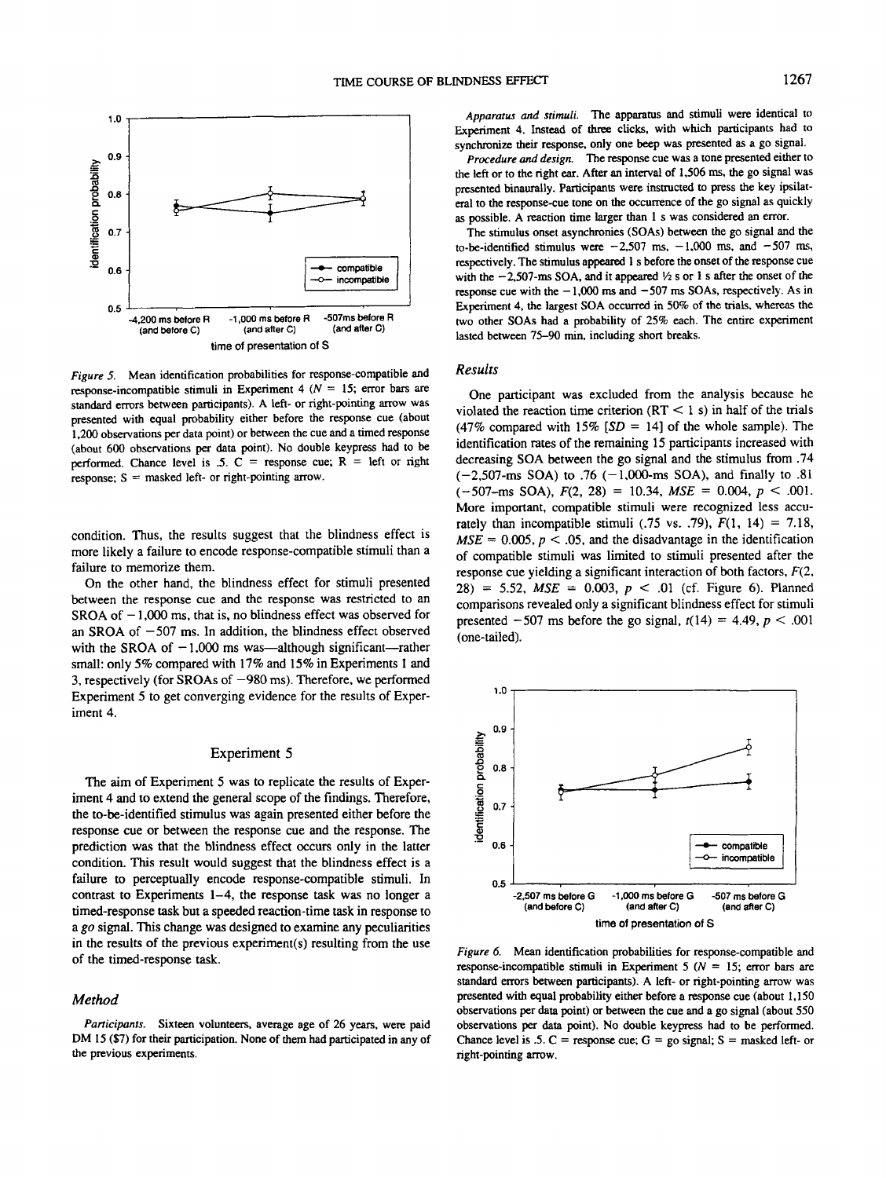*Figure 5.* Mean identification probabilities for response-compatible and response-incompatible stimuli in Experiment 4 ($N = 15$; error bars are standard errors between participants). A left- or right-pointing arrow was presented with equal probability either before the response cue (about 1,200 observations per data point) or between the cue and a timed response (about 600 observations per data point). No double keypress had to be performed. Chance level is .5. C = response cue; R = left or right response; S = masked left- or right-pointing arrow.

condition. Thus, the results suggest that the blindness effect is more likely a failure to encode response-compatible stimuli than a failure to memorize them.

On the other hand, the blindness effect for stimuli presented between the response cue and the response was restricted to an SROA of −1,000 ms, that is, no blindness effect was observed for an SROA of −507 ms. In addition, the blindness effect observed with the SROA of −1,000 ms was—although significant—rather small: only 5% compared with 17% and 15% in Experiments 1 and 3, respectively (for SROAs of −980 ms). Therefore, we performed Experiment 5 to get converging evidence for the results of Experiment 4.

## Experiment 5

The aim of Experiment 5 was to replicate the results of Experiment 4 and to extend the general scope of the findings. Therefore, the to-be-identified stimulus was again presented either before the response cue or between the response cue and the response. The prediction was that the blindness effect occurs only in the latter condition. This result would suggest that the blindness effect is a failure to perceptually encode response-compatible stimuli. In contrast to Experiments 1–4, the response task was no longer a timed-response task but a speeded reaction-time task in response to a *go* signal. This change was designed to examine any peculiarities in the results of the previous experiment(s) resulting from the use of the timed-response task.

### Method

*Participants.* Sixteen volunteers, average age of 26 years, were paid DM 15 ($7) for their participation. None of them had participated in any of the previous experiments.

*Apparatus and stimuli.* The apparatus and stimuli were identical to Experiment 4. Instead of three clicks, with which participants had to synchronize their response, only one beep was presented as a go signal.

*Procedure and design.* The response cue was a tone presented either to the left or to the right ear. After an interval of 1,506 ms, the go signal was presented binaurally. Participants were instructed to press the key ipsilateral to the response-cue tone on the occurrence of the go signal as quickly as possible. A reaction time larger than 1 s was considered an error.

The stimulus onset asynchronies (SOAs) between the go signal and the to-be-identified stimulus were −2,507 ms, −1,000 ms, and −507 ms, respectively. The stimulus appeared 1 s before the onset of the response cue with the −2,507-ms SOA, and it appeared ½ s or 1 s after the onset of the response cue with the −1,000 ms and −507 ms SOAs, respectively. As in Experiment 4, the largest SOA occurred in 50% of the trials, whereas the two other SOAs had a probability of 25% each. The entire experiment lasted between 75–90 min, including short breaks.

### Results

One participant was excluded from the analysis because he violated the reaction time criterion (RT < 1 s) in half of the trials (47% compared with 15% [$SD = 14$] of the whole sample). The identification rates of the remaining 15 participants increased with decreasing SOA between the go signal and the stimulus from .74 (−2,507-ms SOA) to .76 (−1,000-ms SOA), and finally to .81 (−507–ms SOA), $F(2, 28) = 10.34$, $MSE = 0.004$, $p < .001$. More important, compatible stimuli were recognized less accurately than incompatible stimuli (.75 vs. .79), $F(1, 14) = 7.18$, $MSE = 0.005$, $p < .05$, and the disadvantage in the identification of compatible stimuli was limited to stimuli presented after the response cue yielding a significant interaction of both factors, $F(2, 28) = 5.52$, $MSE = 0.003$, $p < .01$ (cf. Figure 6). Planned comparisons revealed only a significant blindness effect for stimuli presented −507 ms before the go signal, $t(14) = 4.49$, $p < .001$ (one-tailed).

*Figure 6.* Mean identification probabilities for response-compatible and response-incompatible stimuli in Experiment 5 ($N = 15$; error bars are standard errors between participants). A left- or right-pointing arrow was presented with equal probability either before a response cue (about 1,150 observations per data point) or between the cue and a go signal (about 550 observations per data point). No double keypress had to be performed. Chance level is .5. C = response cue; G = go signal; S = masked left- or right-pointing arrow.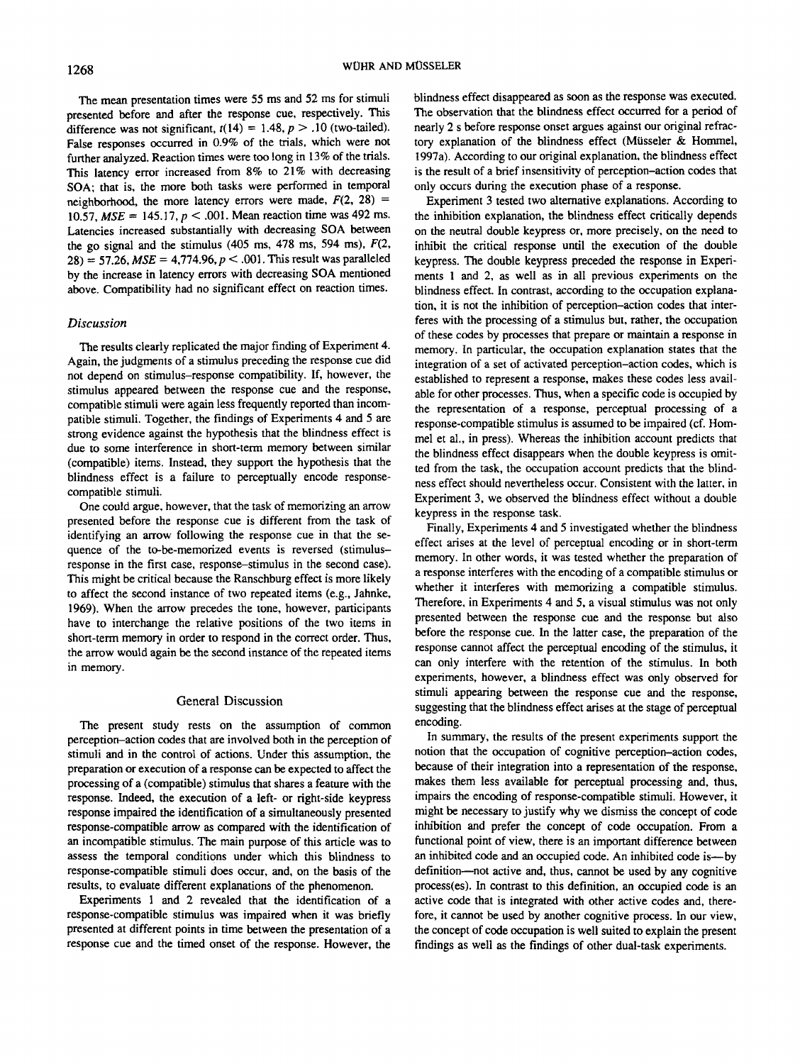The mean presentation times were 55 ms and 52 ms for stimuli presented before and after the response cue, respectively. This difference was not significant, $t(14) = 1.48$, $p > .10$ (two-tailed). False responses occurred in 0.9% of the trials, which were not further analyzed. Reaction times were too long in 13% of the trials. This latency error increased from 8% to 21% with decreasing SOA; that is, the more both tasks were performed in temporal neighborhood, the more latency errors were made, $F(2, 28) = 10.57$, $MSE = 145.17$, $p < .001$. Mean reaction time was 492 ms. Latencies increased substantially with decreasing SOA between the go signal and the stimulus (405 ms, 478 ms, 594 ms), $F(2, 28) = 57.26$, $MSE = 4{,}774.96$, $p < .001$. This result was paralleled by the increase in latency errors with decreasing SOA mentioned above. Compatibility had no significant effect on reaction times.

### Discussion

The results clearly replicated the major finding of Experiment 4. Again, the judgments of a stimulus preceding the response cue did not depend on stimulus–response compatibility. If, however, the stimulus appeared between the response cue and the response, compatible stimuli were again less frequently reported than incompatible stimuli. Together, the findings of Experiments 4 and 5 are strong evidence against the hypothesis that the blindness effect is due to some interference in short-term memory between similar (compatible) items. Instead, they support the hypothesis that the blindness effect is a failure to perceptually encode response-compatible stimuli.

One could argue, however, that the task of memorizing an arrow presented before the response cue is different from the task of identifying an arrow following the response cue in that the sequence of the to-be-memorized events is reversed (stimulus–response in the first case, response–stimulus in the second case). This might be critical because the Ranschburg effect is more likely to affect the second instance of two repeated items (e.g., Jahnke, 1969). When the arrow precedes the tone, however, participants have to interchange the relative positions of the two items in short-term memory in order to respond in the correct order. Thus, the arrow would again be the second instance of the repeated items in memory.

## General Discussion

The present study rests on the assumption of common perception–action codes that are involved both in the perception of stimuli and in the control of actions. Under this assumption, the preparation or execution of a response can be expected to affect the processing of a (compatible) stimulus that shares a feature with the response. Indeed, the execution of a left- or right-side keypress response impaired the identification of a simultaneously presented response-compatible arrow as compared with the identification of an incompatible stimulus. The main purpose of this article was to assess the temporal conditions under which this blindness to response-compatible stimuli does occur, and, on the basis of the results, to evaluate different explanations of the phenomenon.

Experiments 1 and 2 revealed that the identification of a response-compatible stimulus was impaired when it was briefly presented at different points in time between the presentation of a response cue and the timed onset of the response. However, the blindness effect disappeared as soon as the response was executed. The observation that the blindness effect occurred for a period of nearly 2 s before response onset argues against our original refractory explanation of the blindness effect (Müsseler & Hommel, 1997a). According to our original explanation, the blindness effect is the result of a brief insensitivity of perception–action codes that only occurs during the execution phase of a response.

Experiment 3 tested two alternative explanations. According to the inhibition explanation, the blindness effect critically depends on the neutral double keypress or, more precisely, on the need to inhibit the critical response until the execution of the double keypress. The double keypress preceded the response in Experiments 1 and 2, as well as in all previous experiments on the blindness effect. In contrast, according to the occupation explanation, it is not the inhibition of perception–action codes that interferes with the processing of a stimulus but, rather, the occupation of these codes by processes that prepare or maintain a response in memory. In particular, the occupation explanation states that the integration of a set of activated perception–action codes, which is established to represent a response, makes these codes less available for other processes. Thus, when a specific code is occupied by the representation of a response, perceptual processing of a response-compatible stimulus is assumed to be impaired (cf. Hommel et al., in press). Whereas the inhibition account predicts that the blindness effect disappears when the double keypress is omitted from the task, the occupation account predicts that the blindness effect should nevertheless occur. Consistent with the latter, in Experiment 3, we observed the blindness effect without a double keypress in the response task.

Finally, Experiments 4 and 5 investigated whether the blindness effect arises at the level of perceptual encoding or in short-term memory. In other words, it was tested whether the preparation of a response interferes with the encoding of a compatible stimulus or whether it interferes with memorizing a compatible stimulus. Therefore, in Experiments 4 and 5, a visual stimulus was not only presented between the response cue and the response but also before the response cue. In the latter case, the preparation of the response cannot affect the perceptual encoding of the stimulus, it can only interfere with the retention of the stimulus. In both experiments, however, a blindness effect was only observed for stimuli appearing between the response cue and the response, suggesting that the blindness effect arises at the stage of perceptual encoding.

In summary, the results of the present experiments support the notion that the occupation of cognitive perception–action codes, because of their integration into a representation of the response, makes them less available for perceptual processing and, thus, impairs the encoding of response-compatible stimuli. However, it might be necessary to justify why we dismiss the concept of code inhibition and prefer the concept of code occupation. From a functional point of view, there is an important difference between an inhibited code and an occupied code. An inhibited code is—by definition—not active and, thus, cannot be used by any cognitive process(es). In contrast to this definition, an occupied code is an active code that is integrated with other active codes and, therefore, it cannot be used by another cognitive process. In our view, the concept of code occupation is well suited to explain the present findings as well as the findings of other dual-task experiments.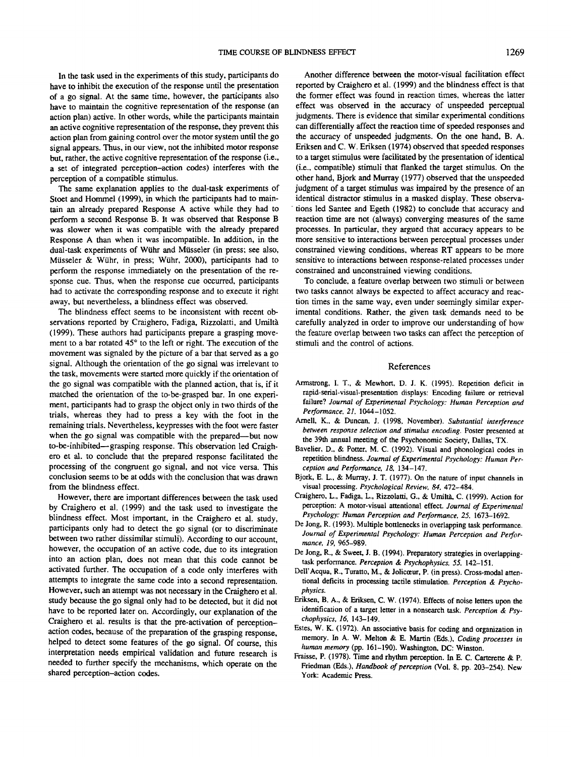In the task used in the experiments of this study, participants do have to inhibit the execution of the response until the presentation of a go signal. At the same time, however, the participants also have to maintain the cognitive representation of the response (an action plan) active. In other words, while the participants maintain an active cognitive representation of the response, they prevent this action plan from gaining control over the motor system until the go signal appears. Thus, in our view, not the inhibited motor response but, rather, the active cognitive representation of the response (i.e., a set of integrated perception–action codes) interferes with the perception of a compatible stimulus.

The same explanation applies to the dual-task experiments of Stoet and Hommel (1999), in which the participants had to maintain an already prepared Response A active while they had to perform a second Response B. It was observed that Response B was slower when it was compatible with the already prepared Response A than when it was incompatible. In addition, in the dual-task experiments of Wühr and Müsseler (in press; see also, Müsseler & Wühr, in press; Wühr, 2000), participants had to perform the response immediately on the presentation of the response cue. Thus, when the response cue occurred, participants had to activate the corresponding response and to execute it right away, but nevertheless, a blindness effect was observed.

The blindness effect seems to be inconsistent with recent observations reported by Craighero, Fadiga, Rizzolatti, and Umiltà (1999). These authors had participants prepare a grasping movement to a bar rotated 45° to the left or right. The execution of the movement was signaled by the picture of a bar that served as a go signal. Although the orientation of the go signal was irrelevant to the task, movements were started more quickly if the orientation of the go signal was compatible with the planned action, that is, if it matched the orientation of the to-be-grasped bar. In one experiment, participants had to grasp the object only in two thirds of the trials, whereas they had to press a key with the foot in the remaining trials. Nevertheless, keypresses with the foot were faster when the go signal was compatible with the prepared—but now to-be-inhibited—grasping response. This observation led Craighero et al. to conclude that the prepared response facilitated the processing of the congruent go signal, and not vice versa. This conclusion seems to be at odds with the conclusion that was drawn from the blindness effect.

However, there are important differences between the task used by Craighero et al. (1999) and the task used to investigate the blindness effect. Most important, in the Craighero et al. study, participants only had to detect the go signal (or to discriminate between two rather dissimilar stimuli). According to our account, however, the occupation of an active code, due to its integration into an action plan, does not mean that this code cannot be activated further. The occupation of a code only interferes with attempts to integrate the same code into a second representation. However, such an attempt was not necessary in the Craighero et al. study because the go signal only had to be detected, but it did not have to be reported later on. Accordingly, our explanation of the Craighero et al. results is that the pre-activation of perception–action codes, because of the preparation of the grasping response, helped to detect some features of the go signal. Of course, this interpretation needs empirical validation and future research is needed to further specify the mechanisms, which operate on the shared perception–action codes.

Another difference between the motor-visual facilitation effect reported by Craighero et al. (1999) and the blindness effect is that the former effect was found in reaction times, whereas the latter effect was observed in the accuracy of unspeeded perceptual judgments. There is evidence that similar experimental conditions can differentially affect the reaction time of speeded responses and the accuracy of unspeeded judgments. On the one hand, B. A. Eriksen and C. W. Eriksen (1974) observed that speeded responses to a target stimulus were facilitated by the presentation of identical (i.e., compatible) stimuli that flanked the target stimulus. On the other hand, Bjork and Murray (1977) observed that the unspeeded judgment of a target stimulus was impaired by the presence of an identical distractor stimulus in a masked display. These observations led Santee and Egeth (1982) to conclude that accuracy and reaction time are not (always) converging measures of the same processes. In particular, they argued that accuracy appears to be more sensitive to interactions between perceptual processes under constrained viewing conditions, whereas RT appears to be more sensitive to interactions between response-related processes under constrained and unconstrained viewing conditions.

To conclude, a feature overlap between two stimuli or between two tasks cannot always be expected to affect accuracy and reaction times in the same way, even under seemingly similar experimental conditions. Rather, the given task demands need to be carefully analyzed in order to improve our understanding of how the feature overlap between two tasks can affect the perception of stimuli and the control of actions.

## References

Armstrong, I. T., & Mewhort, D. J. K. (1995). Repetition deficit in rapid-serial-visual-presentation displays: Encoding failure or retrieval failure? *Journal of Experimental Psychology: Human Perception and Performance, 21,* 1044–1052.

Arnell, K., & Duncan, J. (1998, November). *Substantial interference between response selection and stimulus encoding.* Poster presented at the 39th annual meeting of the Psychonomic Society, Dallas, TX.

Bavelier, D., & Potter, M. C. (1992). Visual and phonological codes in repetition blindness. *Journal of Experimental Psychology: Human Perception and Performance, 18,* 134–147.

Bjork, E. L., & Murray, J. T. (1977). On the nature of input channels in visual processing. *Psychological Review, 84,* 472–484.

Craighero, L., Fadiga, L., Rizzolatti, G., & Umiltà, C. (1999). Action for perception: A motor-visual attentional effect. *Journal of Experimental Psychology: Human Perception and Performance, 25,* 1673–1692.

De Jong, R. (1993). Multiple bottlenecks in overlapping task performance. *Journal of Experimental Psychology: Human Perception and Performance, 19,* 965–989.

De Jong, R., & Sweet, J. B. (1994). Preparatory strategies in overlapping-task performance. *Perception & Psychophysics, 55,* 142–151.

Dell'Acqua, R., Turatto, M., & Jolicœur, P. (in press). Cross-modal attentional deficits in processing tactile stimulation. *Perception & Psychophysics.*

Eriksen, B. A., & Eriksen, C. W. (1974). Effects of noise letters upon the identification of a target letter in a nonsearch task. *Perception & Psychophysics, 16,* 143–149.

Estes, W. K. (1972). An associative basis for coding and organization in memory. In A. W. Melton & E. Martin (Eds.), *Coding processes in human memory* (pp. 161–190). Washington, DC: Winston.

Fraisse, P. (1978). Time and rhythm perception. In E. C. Carterette & P. Friedman (Eds.), *Handbook of perception* (Vol. 8, pp. 203–254). New York: Academic Press.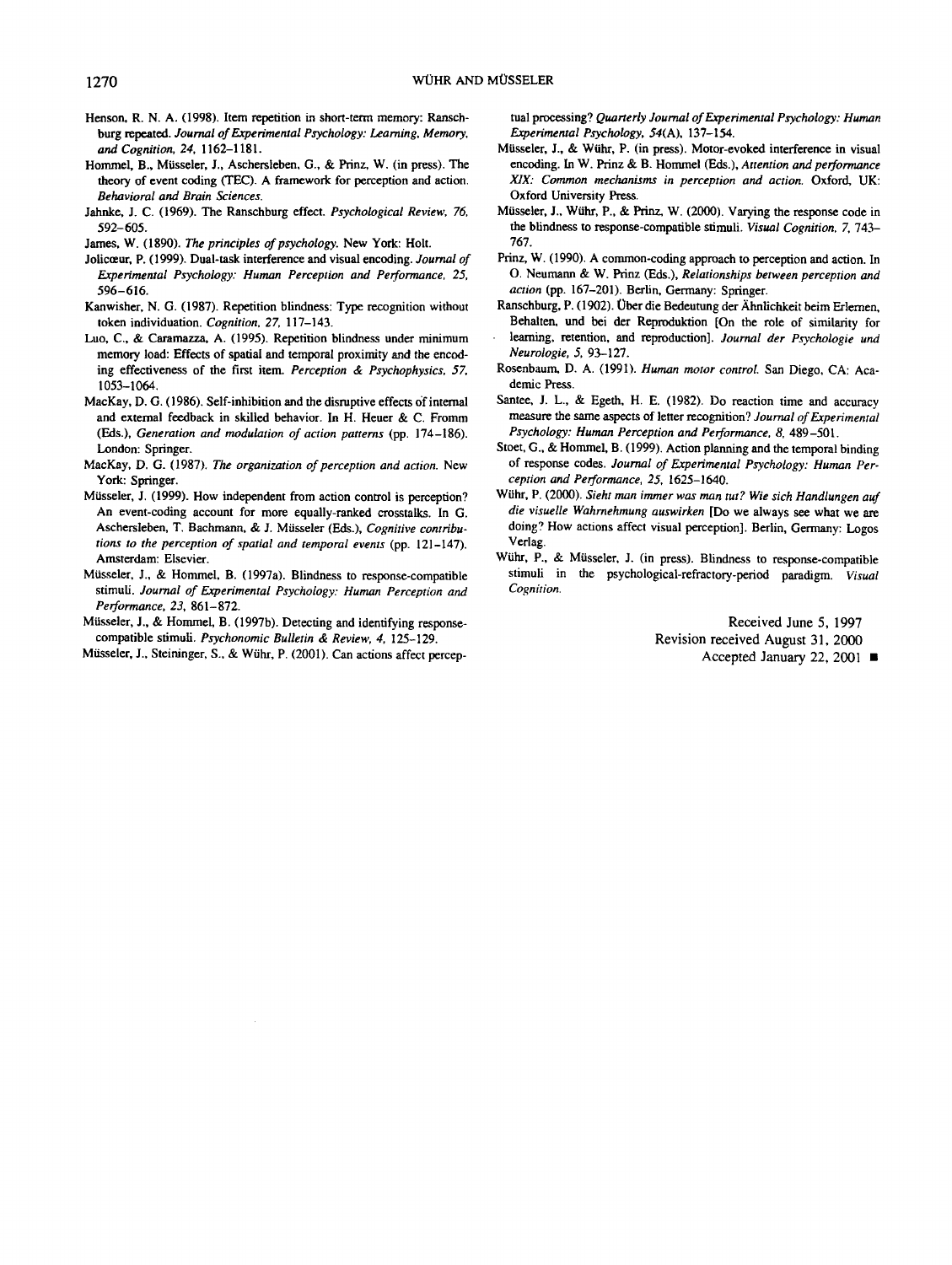Henson, R. N. A. (1998). Item repetition in short-term memory: Ranschburg repeated. *Journal of Experimental Psychology: Learning, Memory, and Cognition, 24,* 1162–1181.

Hommel, B., Müsseler, J., Aschersleben, G., & Prinz, W. (in press). The theory of event coding (TEC). A framework for perception and action. *Behavioral and Brain Sciences.*

Jahnke, J. C. (1969). The Ranschburg effect. *Psychological Review, 76,* 592–605.

James, W. (1890). *The principles of psychology.* New York: Holt.

Jolicœur, P. (1999). Dual-task interference and visual encoding. *Journal of Experimental Psychology: Human Perception and Performance, 25,* 596–616.

Kanwisher, N. G. (1987). Repetition blindness: Type recognition without token individuation. *Cognition, 27,* 117–143.

Luo, C., & Caramazza, A. (1995). Repetition blindness under minimum memory load: Effects of spatial and temporal proximity and the encoding effectiveness of the first item. *Perception & Psychophysics, 57,* 1053–1064.

MacKay, D. G. (1986). Self-inhibition and the disruptive effects of internal and external feedback in skilled behavior. In H. Heuer & C. Fromm (Eds.), *Generation and modulation of action patterns* (pp. 174–186). London: Springer.

MacKay, D. G. (1987). *The organization of perception and action.* New York: Springer.

Müsseler, J. (1999). How independent from action control is perception? An event-coding account for more equally-ranked crosstalks. In G. Aschersleben, T. Bachmann, & J. Müsseler (Eds.), *Cognitive contributions to the perception of spatial and temporal events* (pp. 121–147). Amsterdam: Elsevier.

Müsseler, J., & Hommel, B. (1997a). Blindness to response-compatible stimuli. *Journal of Experimental Psychology: Human Perception and Performance, 23,* 861–872.

Müsseler, J., & Hommel, B. (1997b). Detecting and identifying response-compatible stimuli. *Psychonomic Bulletin & Review, 4,* 125–129.

Müsseler, J., Steininger, S., & Wühr, P. (2001). Can actions affect perceptual processing? *Quarterly Journal of Experimental Psychology: Human Experimental Psychology, 54*(A), 137–154.

Müsseler, J., & Wühr, P. (in press). Motor-evoked interference in visual encoding. In W. Prinz & B. Hommel (Eds.), *Attention and performance XIX: Common mechanisms in perception and action.* Oxford, UK: Oxford University Press.

Müsseler, J., Wühr, P., & Prinz, W. (2000). Varying the response code in the blindness to response-compatible stimuli. *Visual Cognition, 7,* 743–767.

Prinz, W. (1990). A common-coding approach to perception and action. In O. Neumann & W. Prinz (Eds.), *Relationships between perception and action* (pp. 167–201). Berlin, Germany: Springer.

Ranschburg, P. (1902). Über die Bedeutung der Ähnlichkeit beim Erlernen, Behalten, und bei der Reproduktion [On the role of similarity for learning, retention, and reproduction]. *Journal der Psychologie und Neurologie, 5,* 93–127.

Rosenbaum, D. A. (1991). *Human motor control.* San Diego, CA: Academic Press.

Santee, J. L., & Egeth, H. E. (1982). Do reaction time and accuracy measure the same aspects of letter recognition? *Journal of Experimental Psychology: Human Perception and Performance, 8,* 489–501.

Stoet, G., & Hommel, B. (1999). Action planning and the temporal binding of response codes. *Journal of Experimental Psychology: Human Perception and Performance, 25,* 1625–1640.

Wühr, P. (2000). *Sieht man immer was man tut? Wie sich Handlungen auf die visuelle Wahrnehmung auswirken* [Do we always see what we are doing? How actions affect visual perception]. Berlin, Germany: Logos Verlag.

Wühr, P., & Müsseler, J. (in press). Blindness to response-compatible stimuli in the psychological-refractory-period paradigm. *Visual Cognition.*

Received June 5, 1997
Revision received August 31, 2000
Accepted January 22, 2001 ■